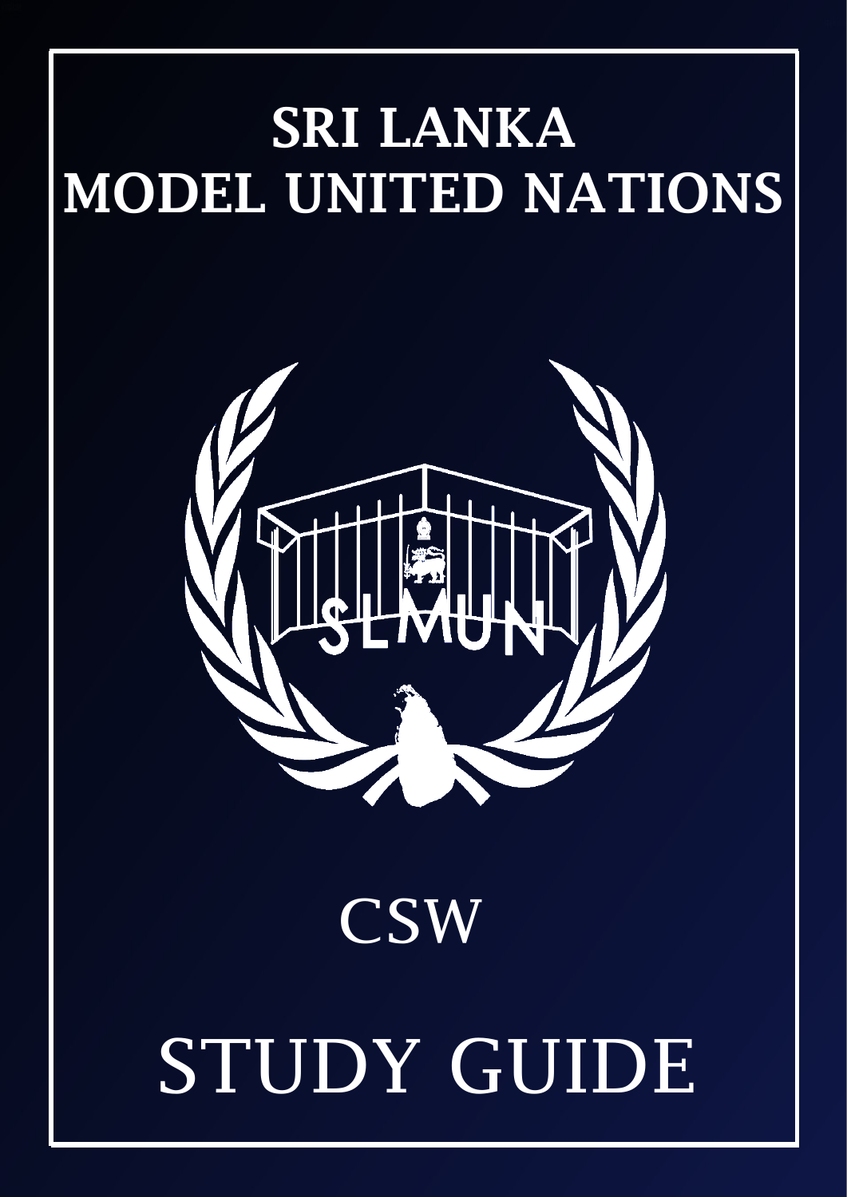# SRI LANKA MODEL UNITED NATIONS

## CSW

# STUDY GUIDE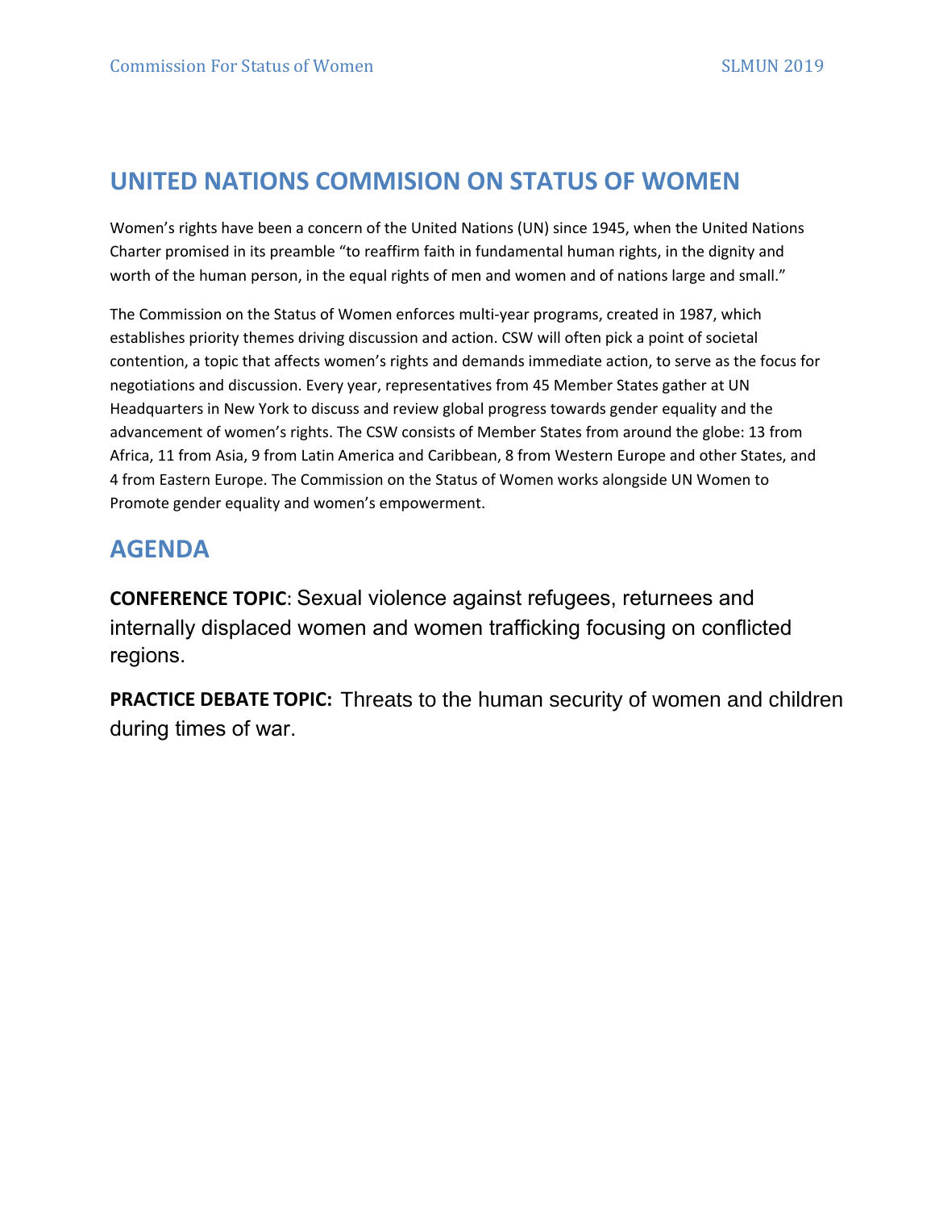# UNITED NATIONS COMMISION ON STATUS OF WOMEN

Women's rights have been a concern of the United Nations (UN) since 1945, when the United Nations Charter promised in its preamble "to reaffirm faith in fundamental human rights, in the dignity and worth of the human person, in the equal rights of men and women and of nations large and small."

The Commission on the Status of Women enforces multi-year programs, created in 1987, which establishes priority themes driving discussion and action. CSW will often pick a point of societal contention, a topic that affects women's rights and demands immediate action, to serve as the focus for negotiations and discussion. Every year, representatives from 45 Member States gather at UN Headquarters in New York to discuss and review global progress towards gender equality and the advancement of women's rights. The CSW consists of Member States from around the globe: 13 from Africa, 11 from Asia, 9 from Latin America and Caribbean, 8 from Western Europe and other States, and 4 from Eastern Europe. The Commission on the Status of Women works alongside UN Women to Promote gender equality and women's empowerment.

# AGENDA

**CONFERENCE TOPIC**: Sexual violence against refugees, returnees and internally displaced women and women trafficking focusing on conflicted regions.

**PRACTICE DEBATE TOPIC:** Threats to the human security of women and children during times of war.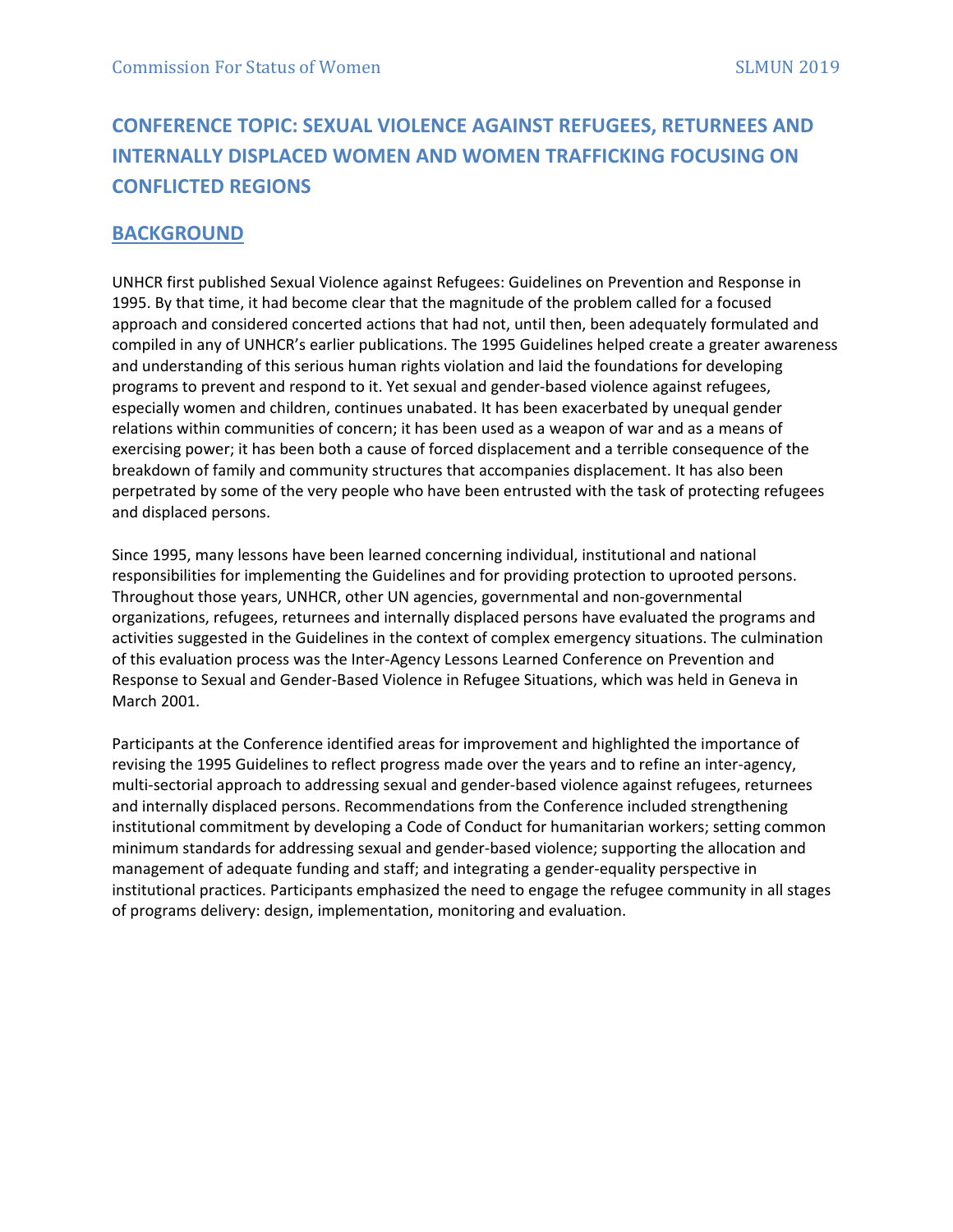## CONFERENCE TOPIC: SEXUAL VIOLENCE AGAINST REFUGEES, RETURNEES AND INTERNALLY DISPLACED WOMEN AND WOMEN TRAFFICKING FOCUSING ON CONFLICTED REGIONS

### BACKGROUND

UNHCR first published Sexual Violence against Refugees: Guidelines on Prevention and Response in 1995. By that time, it had become clear that the magnitude of the problem called for a focused approach and considered concerted actions that had not, until then, been adequately formulated and compiled in any of UNHCR's earlier publications. The 1995 Guidelines helped create a greater awareness and understanding of this serious human rights violation and laid the foundations for developing programs to prevent and respond to it. Yet sexual and gender-based violence against refugees, especially women and children, continues unabated. It has been exacerbated by unequal gender relations within communities of concern; it has been used as a weapon of war and as a means of exercising power; it has been both a cause of forced displacement and a terrible consequence of the breakdown of family and community structures that accompanies displacement. It has also been perpetrated by some of the very people who have been entrusted with the task of protecting refugees and displaced persons.

Since 1995, many lessons have been learned concerning individual, institutional and national responsibilities for implementing the Guidelines and for providing protection to uprooted persons. Throughout those years, UNHCR, other UN agencies, governmental and non-governmental organizations, refugees, returnees and internally displaced persons have evaluated the programs and activities suggested in the Guidelines in the context of complex emergency situations. The culmination of this evaluation process was the Inter-Agency Lessons Learned Conference on Prevention and Response to Sexual and Gender-Based Violence in Refugee Situations, which was held in Geneva in March 2001.

Participants at the Conference identified areas for improvement and highlighted the importance of revising the 1995 Guidelines to reflect progress made over the years and to refine an inter-agency, multi-sectorial approach to addressing sexual and gender-based violence against refugees, returnees and internally displaced persons. Recommendations from the Conference included strengthening institutional commitment by developing a Code of Conduct for humanitarian workers; setting common minimum standards for addressing sexual and gender-based violence; supporting the allocation and management of adequate funding and staff; and integrating a gender-equality perspective in institutional practices. Participants emphasized the need to engage the refugee community in all stages of programs delivery: design, implementation, monitoring and evaluation.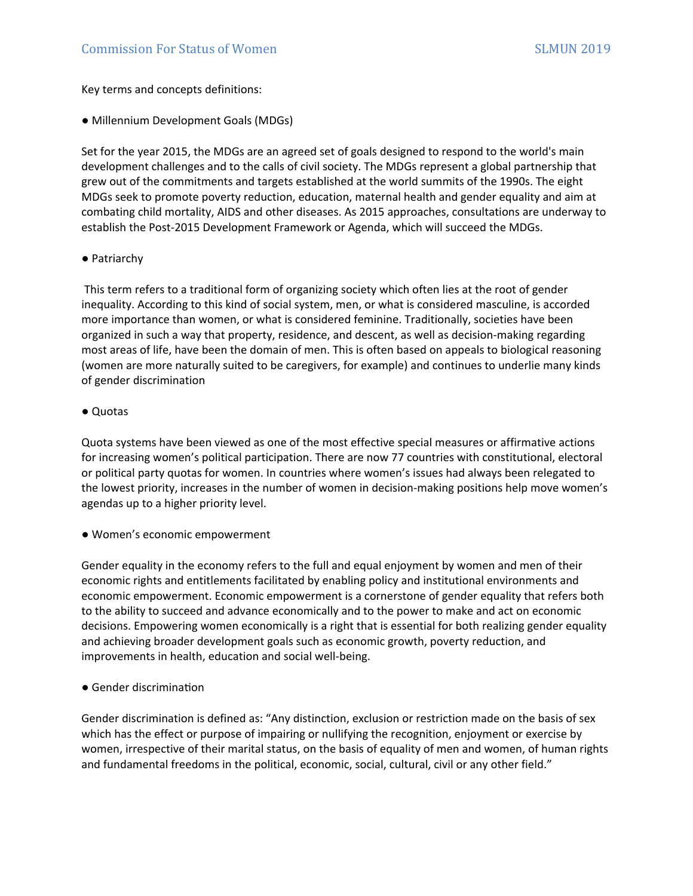Key terms and concepts definitions:

● Millennium Development Goals (MDGs)

Set for the year 2015, the MDGs are an agreed set of goals designed to respond to the world's main development challenges and to the calls of civil society. The MDGs represent a global partnership that grew out of the commitments and targets established at the world summits of the 1990s. The eight MDGs seek to promote poverty reduction, education, maternal health and gender equality and aim at combating child mortality, AIDS and other diseases. As 2015 approaches, consultations are underway to establish the Post-2015 Development Framework or Agenda, which will succeed the MDGs.

● Patriarchy

This term refers to a traditional form of organizing society which often lies at the root of gender inequality. According to this kind of social system, men, or what is considered masculine, is accorded more importance than women, or what is considered feminine. Traditionally, societies have been organized in such a way that property, residence, and descent, as well as decision-making regarding most areas of life, have been the domain of men. This is often based on appeals to biological reasoning (women are more naturally suited to be caregivers, for example) and continues to underlie many kinds of gender discrimination

● Quotas

Quota systems have been viewed as one of the most effective special measures or affirmative actions for increasing women's political participation. There are now 77 countries with constitutional, electoral or political party quotas for women. In countries where women's issues had always been relegated to the lowest priority, increases in the number of women in decision-making positions help move women's agendas up to a higher priority level.

● Women's economic empowerment

Gender equality in the economy refers to the full and equal enjoyment by women and men of their economic rights and entitlements facilitated by enabling policy and institutional environments and economic empowerment. Economic empowerment is a cornerstone of gender equality that refers both to the ability to succeed and advance economically and to the power to make and act on economic decisions. Empowering women economically is a right that is essential for both realizing gender equality and achieving broader development goals such as economic growth, poverty reduction, and improvements in health, education and social well-being.

● Gender discrimination

Gender discrimination is defined as: "Any distinction, exclusion or restriction made on the basis of sex which has the effect or purpose of impairing or nullifying the recognition, enjoyment or exercise by women, irrespective of their marital status, on the basis of equality of men and women, of human rights and fundamental freedoms in the political, economic, social, cultural, civil or any other field."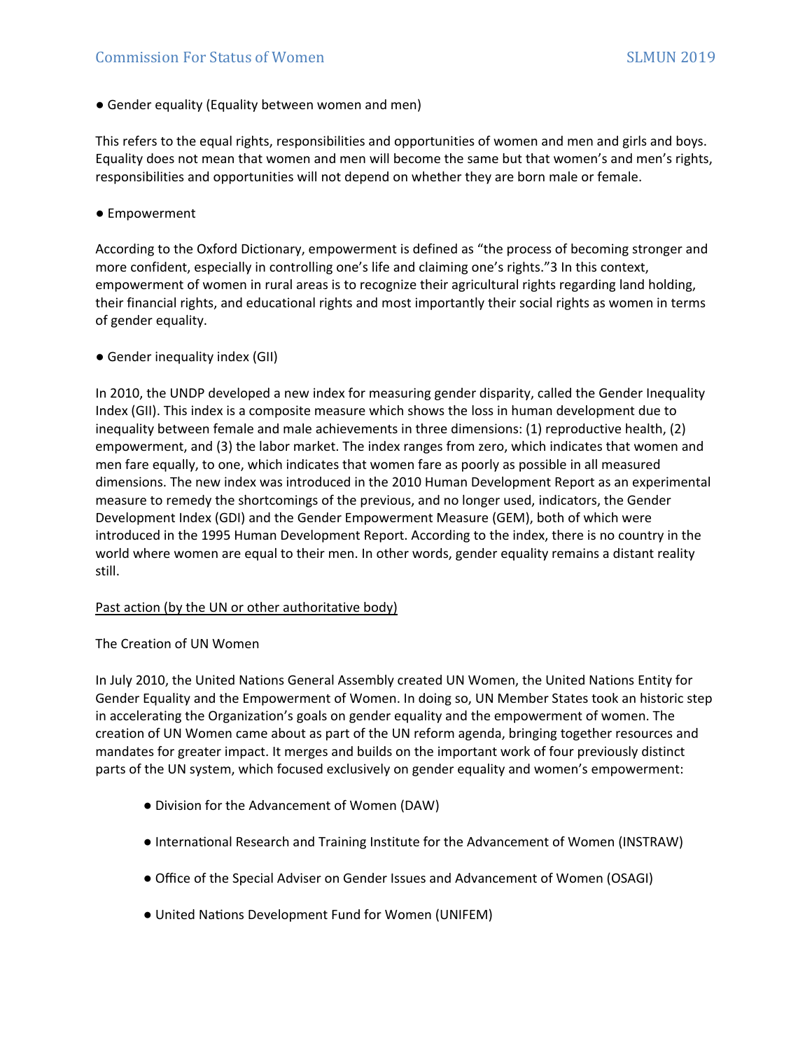- Gender equality (Equality between women and men)

This refers to the equal rights, responsibilities and opportunities of women and men and girls and boys. Equality does not mean that women and men will become the same but that women's and men's rights, responsibilities and opportunities will not depend on whether they are born male or female.

- Empowerment

According to the Oxford Dictionary, empowerment is defined as "the process of becoming stronger and more confident, especially in controlling one's life and claiming one's rights."3 In this context, empowerment of women in rural areas is to recognize their agricultural rights regarding land holding, their financial rights, and educational rights and most importantly their social rights as women in terms of gender equality.

- Gender inequality index (GII)

In 2010, the UNDP developed a new index for measuring gender disparity, called the Gender Inequality Index (GII). This index is a composite measure which shows the loss in human development due to inequality between female and male achievements in three dimensions: (1) reproductive health, (2) empowerment, and (3) the labor market. The index ranges from zero, which indicates that women and men fare equally, to one, which indicates that women fare as poorly as possible in all measured dimensions. The new index was introduced in the 2010 Human Development Report as an experimental measure to remedy the shortcomings of the previous, and no longer used, indicators, the Gender Development Index (GDI) and the Gender Empowerment Measure (GEM), both of which were introduced in the 1995 Human Development Report. According to the index, there is no country in the world where women are equal to their men. In other words, gender equality remains a distant reality still.

<u>Past action (by the UN or other authoritative body)</u>

The Creation of UN Women

In July 2010, the United Nations General Assembly created UN Women, the United Nations Entity for Gender Equality and the Empowerment of Women. In doing so, UN Member States took an historic step in accelerating the Organization's goals on gender equality and the empowerment of women. The creation of UN Women came about as part of the UN reform agenda, bringing together resources and mandates for greater impact. It merges and builds on the important work of four previously distinct parts of the UN system, which focused exclusively on gender equality and women's empowerment:

- Division for the Advancement of Women (DAW)
- International Research and Training Institute for the Advancement of Women (INSTRAW)
- Office of the Special Adviser on Gender Issues and Advancement of Women (OSAGI)
- United Nations Development Fund for Women (UNIFEM)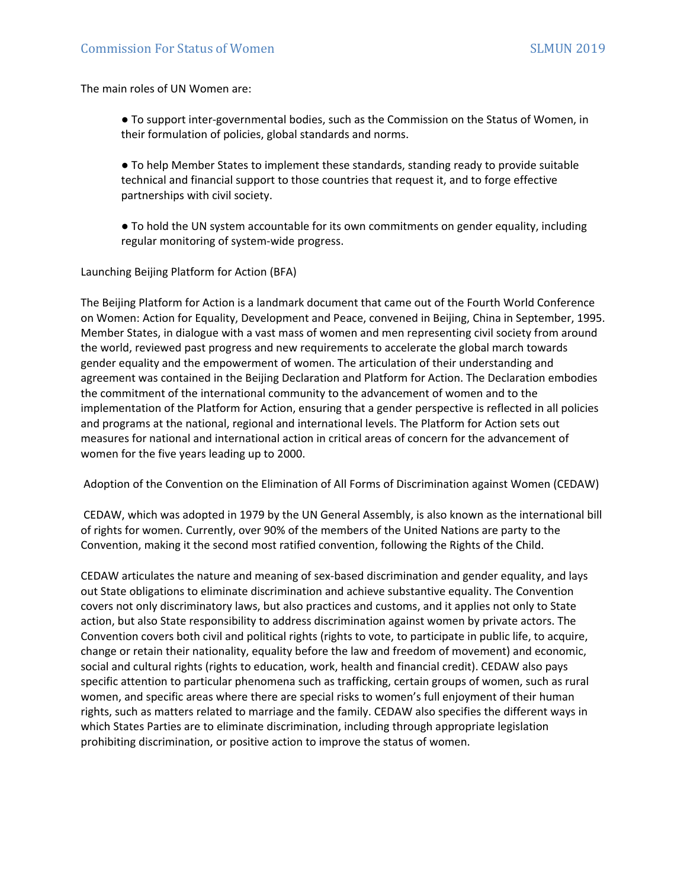The main roles of UN Women are:

- To support inter-governmental bodies, such as the Commission on the Status of Women, in their formulation of policies, global standards and norms.

- To help Member States to implement these standards, standing ready to provide suitable technical and financial support to those countries that request it, and to forge effective partnerships with civil society.

- To hold the UN system accountable for its own commitments on gender equality, including regular monitoring of system-wide progress.

Launching Beijing Platform for Action (BFA)

The Beijing Platform for Action is a landmark document that came out of the Fourth World Conference on Women: Action for Equality, Development and Peace, convened in Beijing, China in September, 1995. Member States, in dialogue with a vast mass of women and men representing civil society from around the world, reviewed past progress and new requirements to accelerate the global march towards gender equality and the empowerment of women. The articulation of their understanding and agreement was contained in the Beijing Declaration and Platform for Action. The Declaration embodies the commitment of the international community to the advancement of women and to the implementation of the Platform for Action, ensuring that a gender perspective is reflected in all policies and programs at the national, regional and international levels. The Platform for Action sets out measures for national and international action in critical areas of concern for the advancement of women for the five years leading up to 2000.

Adoption of the Convention on the Elimination of All Forms of Discrimination against Women (CEDAW)

CEDAW, which was adopted in 1979 by the UN General Assembly, is also known as the international bill of rights for women. Currently, over 90% of the members of the United Nations are party to the Convention, making it the second most ratified convention, following the Rights of the Child.

CEDAW articulates the nature and meaning of sex-based discrimination and gender equality, and lays out State obligations to eliminate discrimination and achieve substantive equality. The Convention covers not only discriminatory laws, but also practices and customs, and it applies not only to State action, but also State responsibility to address discrimination against women by private actors. The Convention covers both civil and political rights (rights to vote, to participate in public life, to acquire, change or retain their nationality, equality before the law and freedom of movement) and economic, social and cultural rights (rights to education, work, health and financial credit). CEDAW also pays specific attention to particular phenomena such as trafficking, certain groups of women, such as rural women, and specific areas where there are special risks to women's full enjoyment of their human rights, such as matters related to marriage and the family. CEDAW also specifies the different ways in which States Parties are to eliminate discrimination, including through appropriate legislation prohibiting discrimination, or positive action to improve the status of women.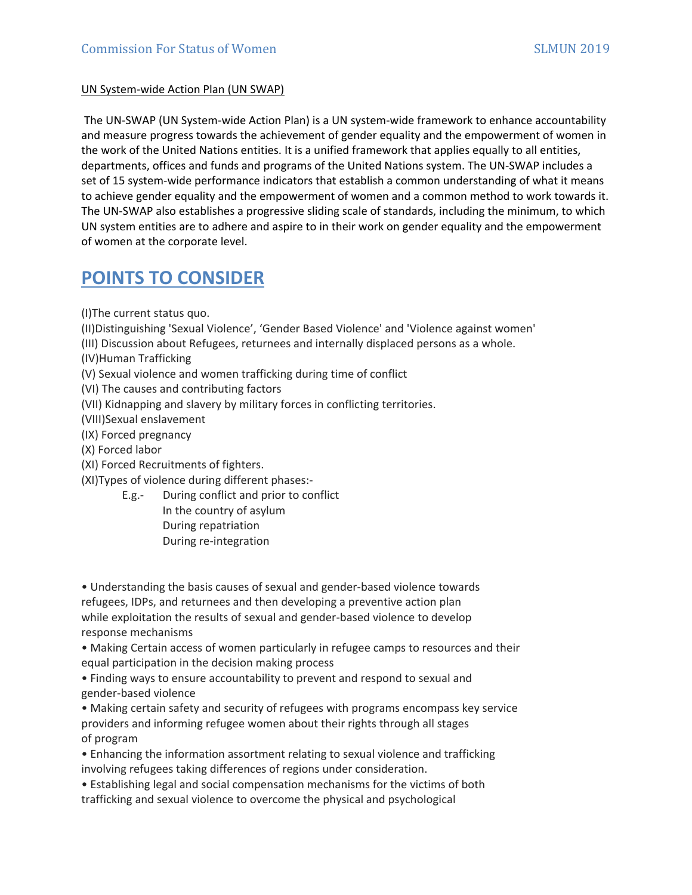UN System-wide Action Plan (UN SWAP)

The UN-SWAP (UN System-wide Action Plan) is a UN system-wide framework to enhance accountability and measure progress towards the achievement of gender equality and the empowerment of women in the work of the United Nations entities. It is a unified framework that applies equally to all entities, departments, offices and funds and programs of the United Nations system. The UN-SWAP includes a set of 15 system-wide performance indicators that establish a common understanding of what it means to achieve gender equality and the empowerment of women and a common method to work towards it. The UN-SWAP also establishes a progressive sliding scale of standards, including the minimum, to which UN system entities are to adhere and aspire to in their work on gender equality and the empowerment of women at the corporate level.

## POINTS TO CONSIDER

(I)The current status quo.
(II)Distinguishing 'Sexual Violence', 'Gender Based Violence' and 'Violence against women'
(III) Discussion about Refugees, returnees and internally displaced persons as a whole.
(IV)Human Trafficking
(V) Sexual violence and women trafficking during time of conflict
(VI) The causes and contributing factors
(VII) Kidnapping and slavery by military forces in conflicting territories.
(VIII)Sexual enslavement
(IX) Forced pregnancy
(X) Forced labor
(XI) Forced Recruitments of fighters.
(XI)Types of violence during different phases:-

E.g.- During conflict and prior to conflict
In the country of asylum
During repatriation
During re-integration

- Understanding the basis causes of sexual and gender-based violence towards refugees, IDPs, and returnees and then developing a preventive action plan while exploitation the results of sexual and gender-based violence to develop response mechanisms
- Making Certain access of women particularly in refugee camps to resources and their equal participation in the decision making process
- Finding ways to ensure accountability to prevent and respond to sexual and gender-based violence
- Making certain safety and security of refugees with programs encompass key service providers and informing refugee women about their rights through all stages of program
- Enhancing the information assortment relating to sexual violence and trafficking involving refugees taking differences of regions under consideration.
- Establishing legal and social compensation mechanisms for the victims of both trafficking and sexual violence to overcome the physical and psychological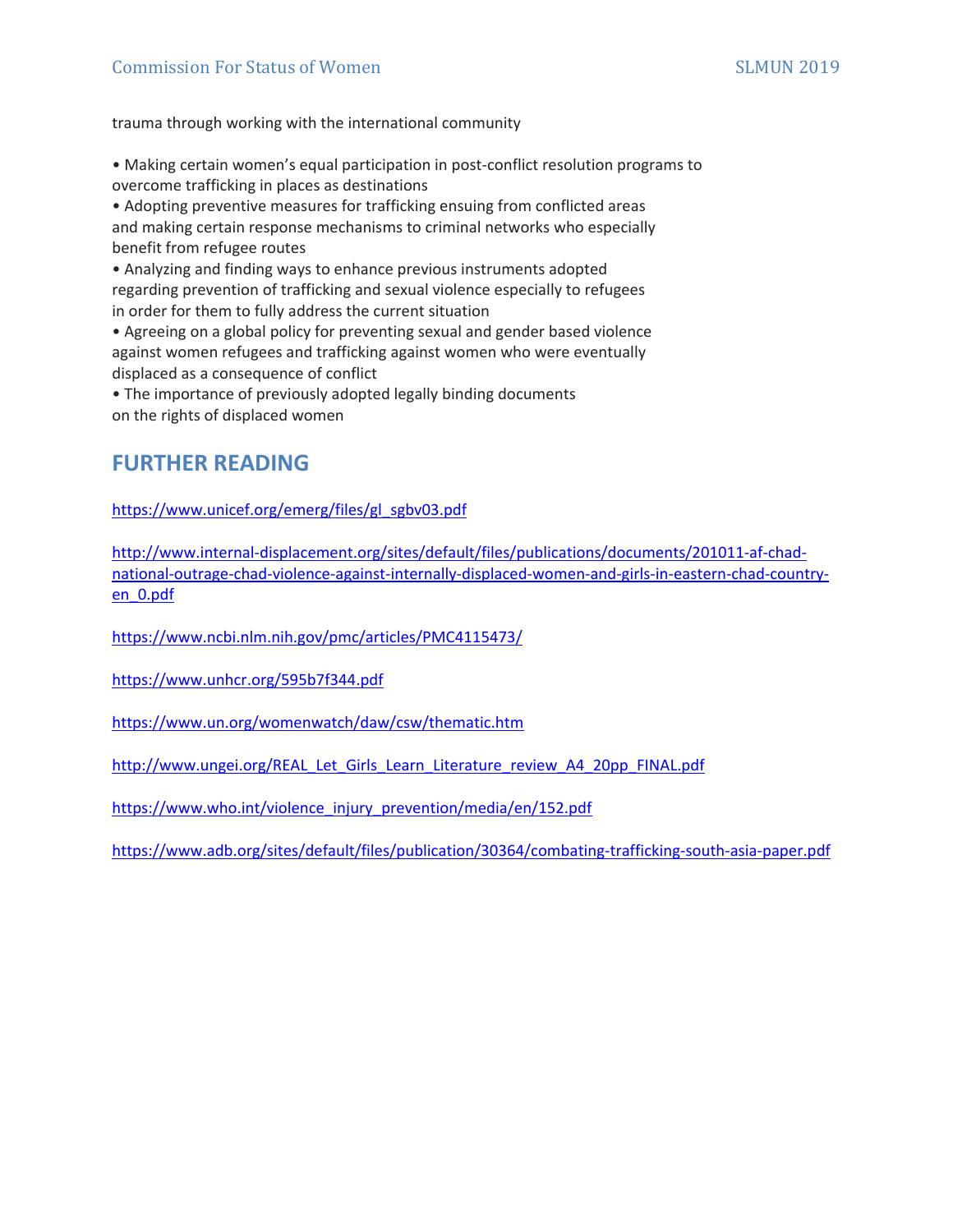trauma through working with the international community

- Making certain women's equal participation in post-conflict resolution programs to overcome trafficking in places as destinations
- Adopting preventive measures for trafficking ensuing from conflicted areas and making certain response mechanisms to criminal networks who especially benefit from refugee routes
- Analyzing and finding ways to enhance previous instruments adopted regarding prevention of trafficking and sexual violence especially to refugees in order for them to fully address the current situation
- Agreeing on a global policy for preventing sexual and gender based violence against women refugees and trafficking against women who were eventually displaced as a consequence of conflict
- The importance of previously adopted legally binding documents on the rights of displaced women

## FURTHER READING

https://www.unicef.org/emerg/files/gl_sgbv03.pdf

http://www.internal-displacement.org/sites/default/files/publications/documents/201011-af-chad-national-outrage-chad-violence-against-internally-displaced-women-and-girls-in-eastern-chad-country-en_0.pdf

https://www.ncbi.nlm.nih.gov/pmc/articles/PMC4115473/

https://www.unhcr.org/595b7f344.pdf

https://www.un.org/womenwatch/daw/csw/thematic.htm

http://www.ungei.org/REAL_Let_Girls_Learn_Literature_review_A4_20pp_FINAL.pdf

https://www.who.int/violence_injury_prevention/media/en/152.pdf

https://www.adb.org/sites/default/files/publication/30364/combating-trafficking-south-asia-paper.pdf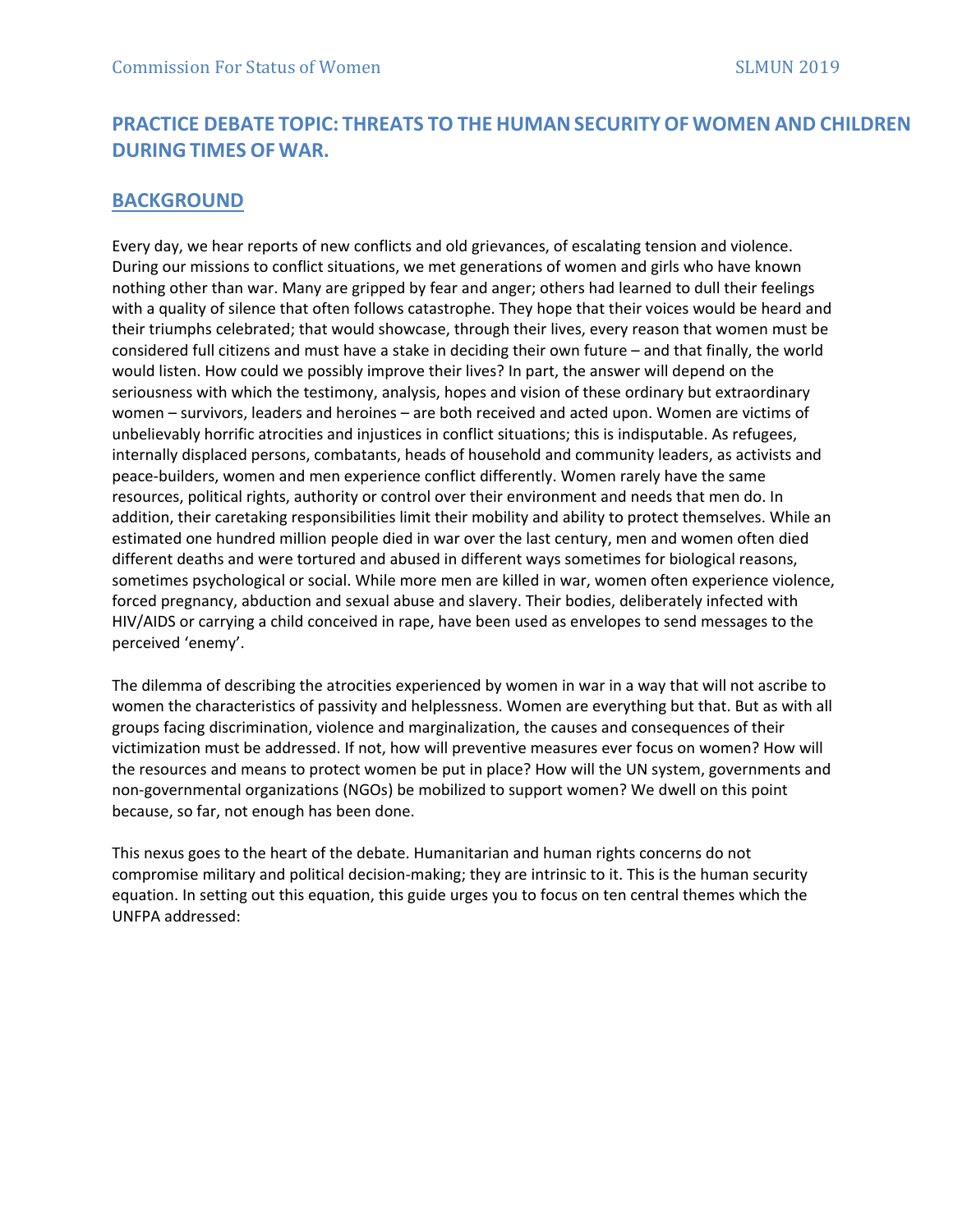## PRACTICE DEBATE TOPIC: THREATS TO THE HUMAN SECURITY OF WOMEN AND CHILDREN DURING TIMES OF WAR.

### BACKGROUND

Every day, we hear reports of new conflicts and old grievances, of escalating tension and violence. During our missions to conflict situations, we met generations of women and girls who have known nothing other than war. Many are gripped by fear and anger; others had learned to dull their feelings with a quality of silence that often follows catastrophe. They hope that their voices would be heard and their triumphs celebrated; that would showcase, through their lives, every reason that women must be considered full citizens and must have a stake in deciding their own future – and that finally, the world would listen. How could we possibly improve their lives? In part, the answer will depend on the seriousness with which the testimony, analysis, hopes and vision of these ordinary but extraordinary women – survivors, leaders and heroines – are both received and acted upon. Women are victims of unbelievably horrific atrocities and injustices in conflict situations; this is indisputable. As refugees, internally displaced persons, combatants, heads of household and community leaders, as activists and peace-builders, women and men experience conflict differently. Women rarely have the same resources, political rights, authority or control over their environment and needs that men do. In addition, their caretaking responsibilities limit their mobility and ability to protect themselves. While an estimated one hundred million people died in war over the last century, men and women often died different deaths and were tortured and abused in different ways sometimes for biological reasons, sometimes psychological or social. While more men are killed in war, women often experience violence, forced pregnancy, abduction and sexual abuse and slavery. Their bodies, deliberately infected with HIV/AIDS or carrying a child conceived in rape, have been used as envelopes to send messages to the perceived 'enemy'.

The dilemma of describing the atrocities experienced by women in war in a way that will not ascribe to women the characteristics of passivity and helplessness. Women are everything but that. But as with all groups facing discrimination, violence and marginalization, the causes and consequences of their victimization must be addressed. If not, how will preventive measures ever focus on women? How will the resources and means to protect women be put in place? How will the UN system, governments and non-governmental organizations (NGOs) be mobilized to support women? We dwell on this point because, so far, not enough has been done.

This nexus goes to the heart of the debate. Humanitarian and human rights concerns do not compromise military and political decision-making; they are intrinsic to it. This is the human security equation. In setting out this equation, this guide urges you to focus on ten central themes which the UNFPA addressed: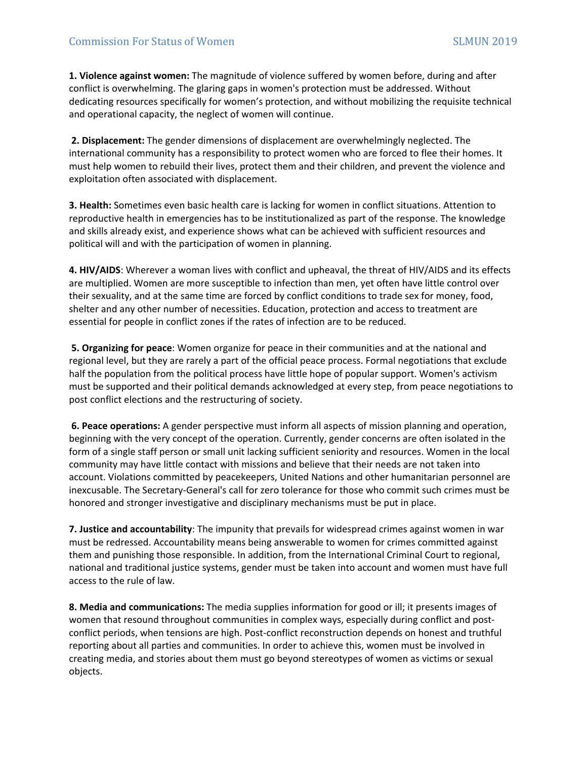**1. Violence against women:** The magnitude of violence suffered by women before, during and after conflict is overwhelming. The glaring gaps in women's protection must be addressed. Without dedicating resources specifically for women's protection, and without mobilizing the requisite technical and operational capacity, the neglect of women will continue.

**2. Displacement:** The gender dimensions of displacement are overwhelmingly neglected. The international community has a responsibility to protect women who are forced to flee their homes. It must help women to rebuild their lives, protect them and their children, and prevent the violence and exploitation often associated with displacement.

**3. Health:** Sometimes even basic health care is lacking for women in conflict situations. Attention to reproductive health in emergencies has to be institutionalized as part of the response. The knowledge and skills already exist, and experience shows what can be achieved with sufficient resources and political will and with the participation of women in planning.

**4. HIV/AIDS**: Wherever a woman lives with conflict and upheaval, the threat of HIV/AIDS and its effects are multiplied. Women are more susceptible to infection than men, yet often have little control over their sexuality, and at the same time are forced by conflict conditions to trade sex for money, food, shelter and any other number of necessities. Education, protection and access to treatment are essential for people in conflict zones if the rates of infection are to be reduced.

**5. Organizing for peace**: Women organize for peace in their communities and at the national and regional level, but they are rarely a part of the official peace process. Formal negotiations that exclude half the population from the political process have little hope of popular support. Women's activism must be supported and their political demands acknowledged at every step, from peace negotiations to post conflict elections and the restructuring of society.

**6. Peace operations:** A gender perspective must inform all aspects of mission planning and operation, beginning with the very concept of the operation. Currently, gender concerns are often isolated in the form of a single staff person or small unit lacking sufficient seniority and resources. Women in the local community may have little contact with missions and believe that their needs are not taken into account. Violations committed by peacekeepers, United Nations and other humanitarian personnel are inexcusable. The Secretary-General's call for zero tolerance for those who commit such crimes must be honored and stronger investigative and disciplinary mechanisms must be put in place.

**7. Justice and accountability**: The impunity that prevails for widespread crimes against women in war must be redressed. Accountability means being answerable to women for crimes committed against them and punishing those responsible. In addition, from the International Criminal Court to regional, national and traditional justice systems, gender must be taken into account and women must have full access to the rule of law.

**8. Media and communications:** The media supplies information for good or ill; it presents images of women that resound throughout communities in complex ways, especially during conflict and post-conflict periods, when tensions are high. Post-conflict reconstruction depends on honest and truthful reporting about all parties and communities. In order to achieve this, women must be involved in creating media, and stories about them must go beyond stereotypes of women as victims or sexual objects.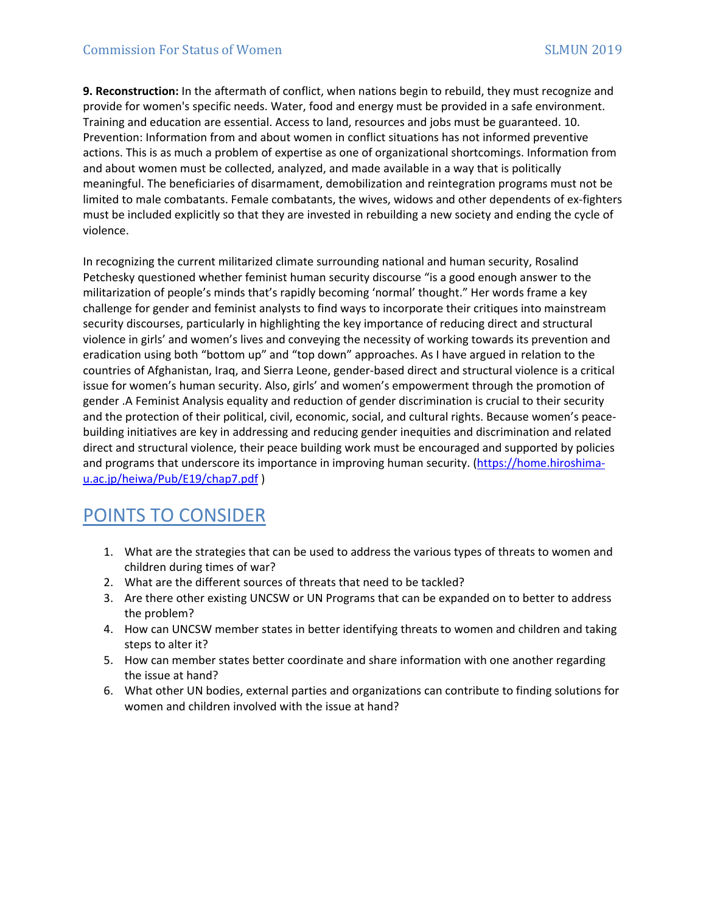**9. Reconstruction:** In the aftermath of conflict, when nations begin to rebuild, they must recognize and provide for women's specific needs. Water, food and energy must be provided in a safe environment. Training and education are essential. Access to land, resources and jobs must be guaranteed. 10. Prevention: Information from and about women in conflict situations has not informed preventive actions. This is as much a problem of expertise as one of organizational shortcomings. Information from and about women must be collected, analyzed, and made available in a way that is politically meaningful. The beneficiaries of disarmament, demobilization and reintegration programs must not be limited to male combatants. Female combatants, the wives, widows and other dependents of ex-fighters must be included explicitly so that they are invested in rebuilding a new society and ending the cycle of violence.

In recognizing the current militarized climate surrounding national and human security, Rosalind Petchesky questioned whether feminist human security discourse "is a good enough answer to the militarization of people's minds that's rapidly becoming 'normal' thought." Her words frame a key challenge for gender and feminist analysts to find ways to incorporate their critiques into mainstream security discourses, particularly in highlighting the key importance of reducing direct and structural violence in girls' and women's lives and conveying the necessity of working towards its prevention and eradication using both "bottom up" and "top down" approaches. As I have argued in relation to the countries of Afghanistan, Iraq, and Sierra Leone, gender-based direct and structural violence is a critical issue for women's human security. Also, girls' and women's empowerment through the promotion of gender .A Feminist Analysis equality and reduction of gender discrimination is crucial to their security and the protection of their political, civil, economic, social, and cultural rights. Because women's peace-building initiatives are key in addressing and reducing gender inequities and discrimination and related direct and structural violence, their peace building work must be encouraged and supported by policies and programs that underscore its importance in improving human security. (https://home.hiroshima-u.ac.jp/heiwa/Pub/E19/chap7.pdf )

## POINTS TO CONSIDER

1. What are the strategies that can be used to address the various types of threats to women and children during times of war?
2. What are the different sources of threats that need to be tackled?
3. Are there other existing UNCSW or UN Programs that can be expanded on to better to address the problem?
4. How can UNCSW member states in better identifying threats to women and children and taking steps to alter it?
5. How can member states better coordinate and share information with one another regarding the issue at hand?
6. What other UN bodies, external parties and organizations can contribute to finding solutions for women and children involved with the issue at hand?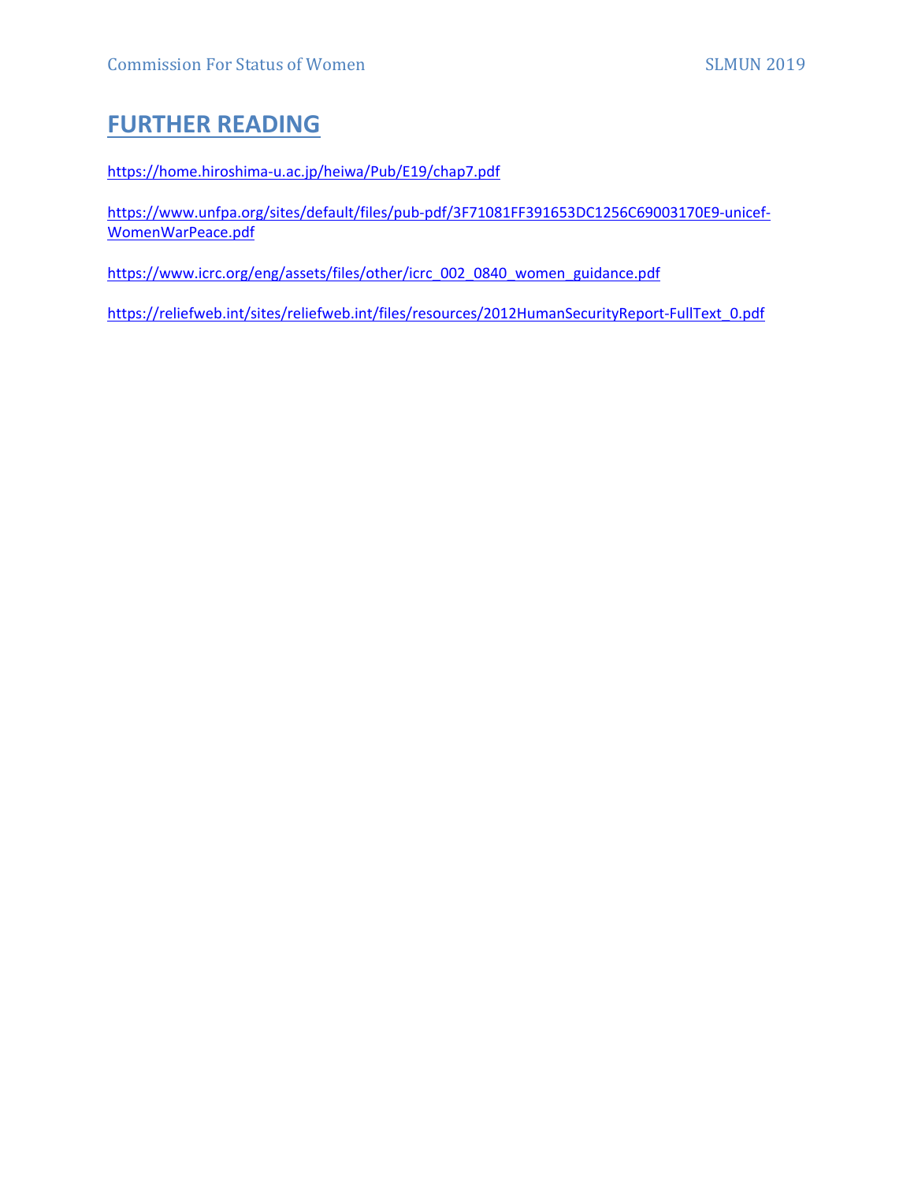# FURTHER READING

https://home.hiroshima-u.ac.jp/heiwa/Pub/E19/chap7.pdf

https://www.unfpa.org/sites/default/files/pub-pdf/3F71081FF391653DC1256C69003170E9-unicef-WomenWarPeace.pdf

https://www.icrc.org/eng/assets/files/other/icrc_002_0840_women_guidance.pdf

https://reliefweb.int/sites/reliefweb.int/files/resources/2012HumanSecurityReport-FullText_0.pdf